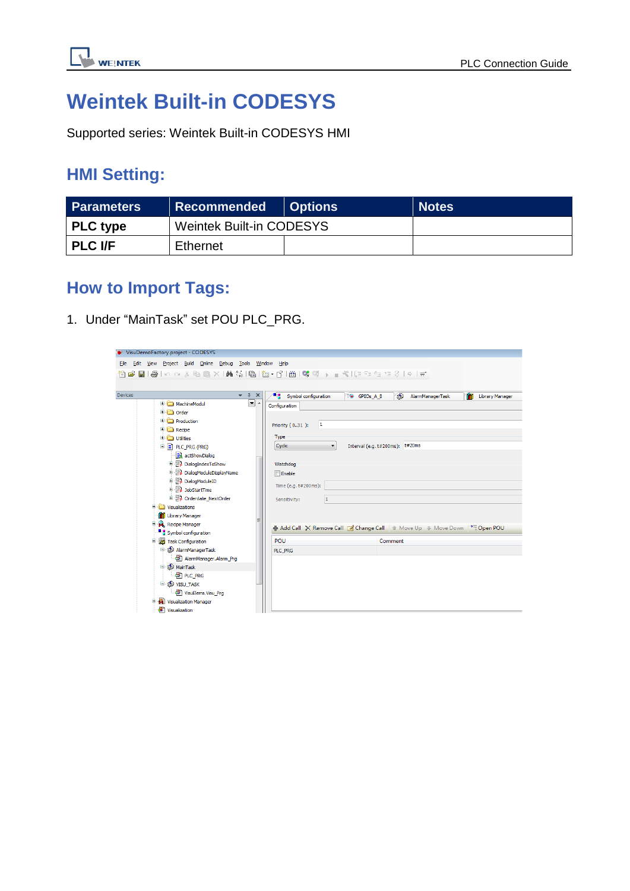# Weintek Built-in CODESYS

Supported series: Weintek Built-in CODESYS HMI

## HMI Setting:

| Parameters | Recommended | Options | Notes |
|---|---|---|---|
| **PLC type** | Weintek Built-in CODESYS | | |
| **PLC I/F** | Ethernet | | |

## How to Import Tags:

1. Under “MainTask” set POU PLC_PRG.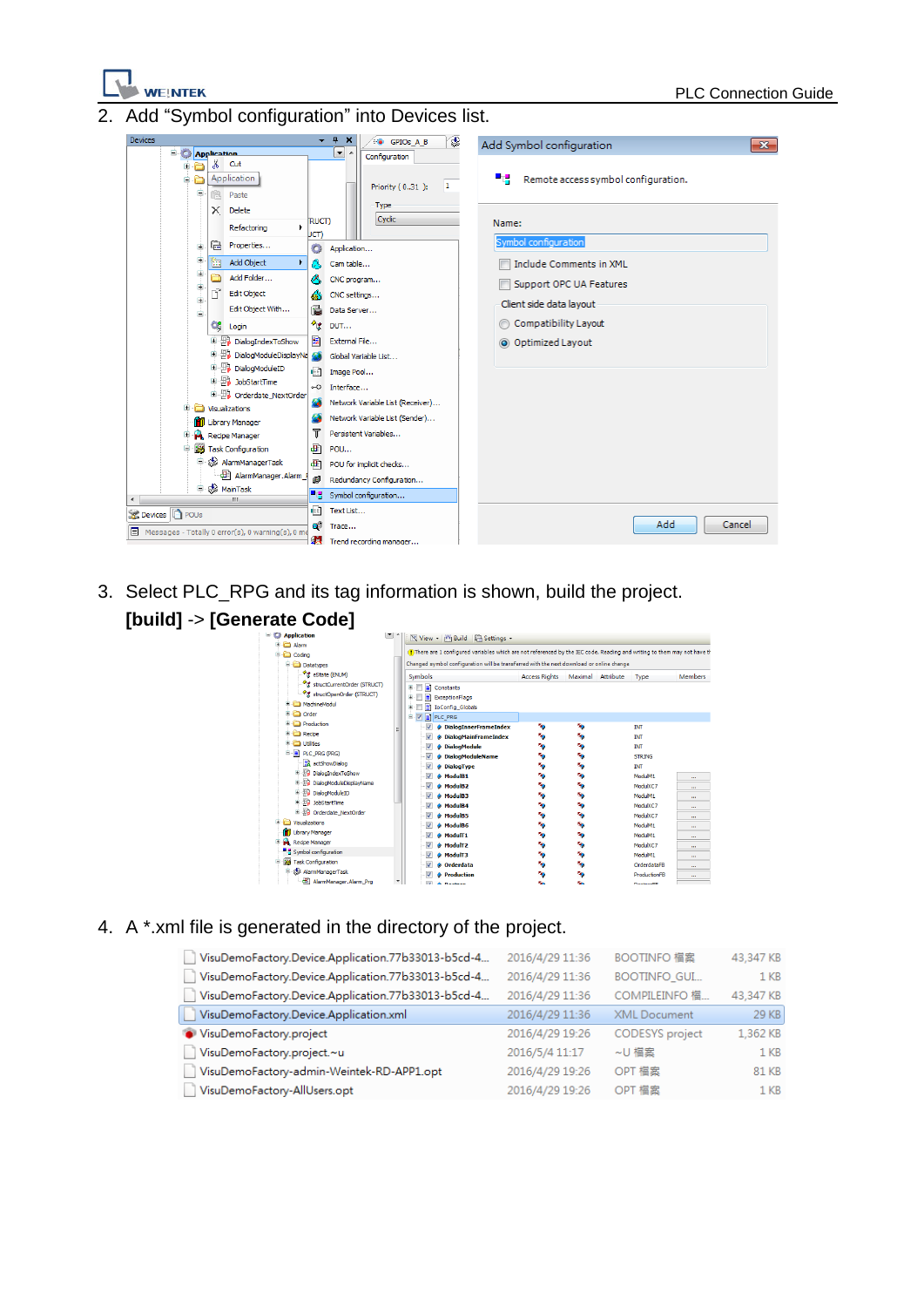2. Add “Symbol configuration” into Devices list.

3. Select PLC_RPG and its tag information is shown, build the project.
   **[build] -> [Generate Code]**

4. A *.xml file is generated in the directory of the project.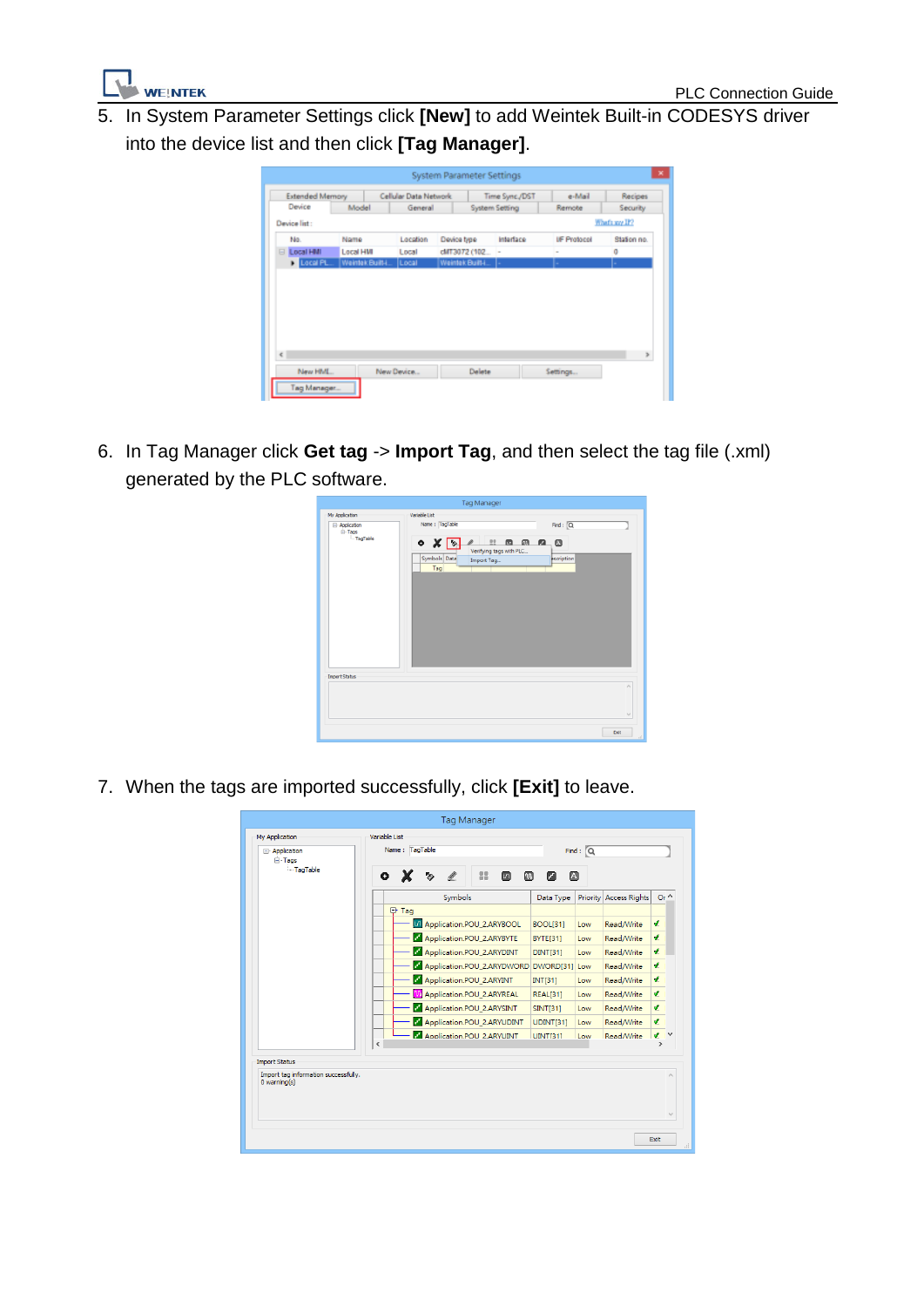5. In System Parameter Settings click **[New]** to add Weintek Built-in CODESYS driver into the device list and then click **[Tag Manager]**.

6. In Tag Manager click **Get tag** -> **Import Tag**, and then select the tag file (.xml) generated by the PLC software.

7. When the tags are imported successfully, click **[Exit]** to leave.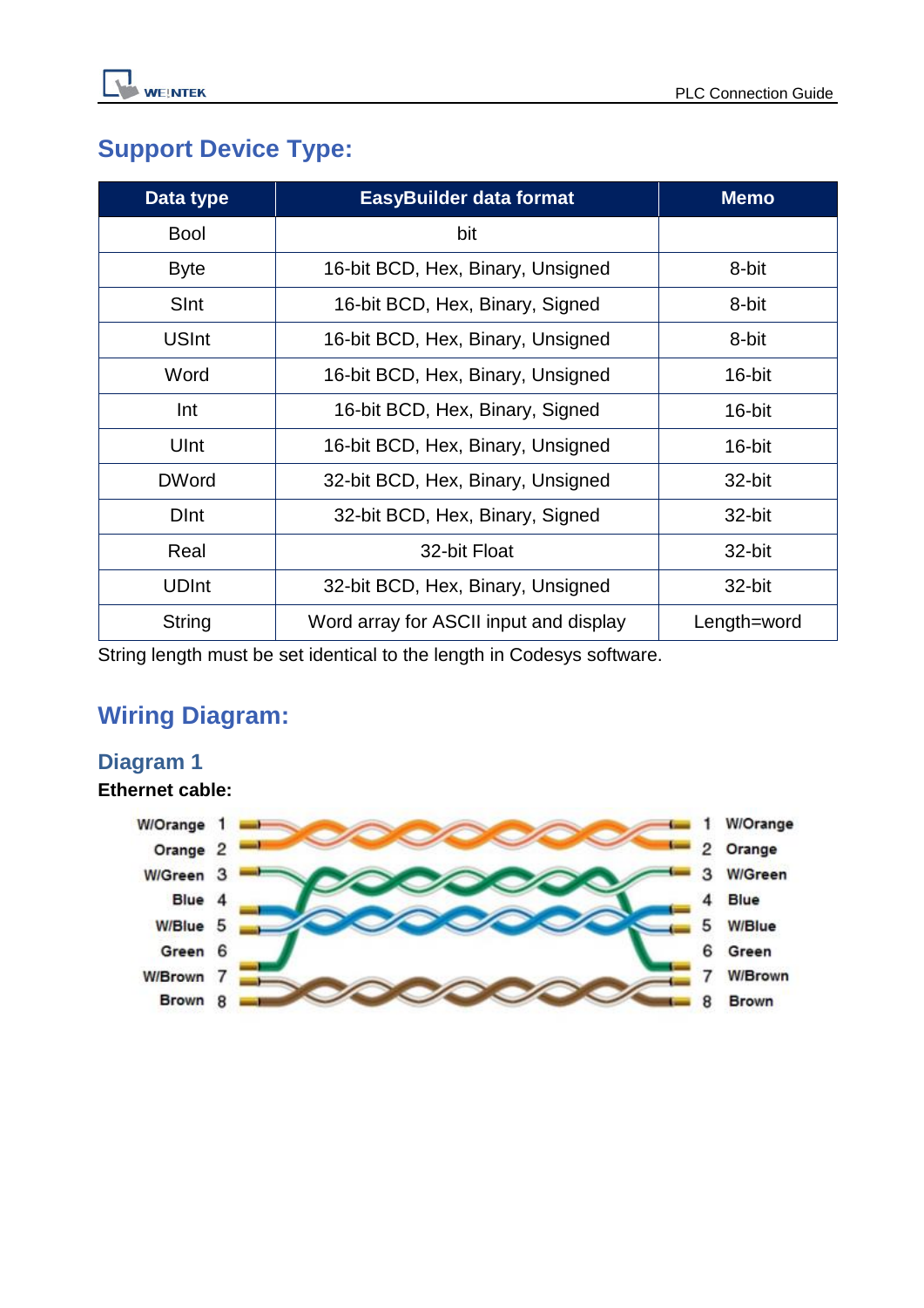## Support Device Type:

| Data type | EasyBuilder data format | Memo |
|---|---|---|
| Bool | bit | |
| Byte | 16-bit BCD, Hex, Binary, Unsigned | 8-bit |
| SInt | 16-bit BCD, Hex, Binary, Signed | 8-bit |
| USInt | 16-bit BCD, Hex, Binary, Unsigned | 8-bit |
| Word | 16-bit BCD, Hex, Binary, Unsigned | 16-bit |
| Int | 16-bit BCD, Hex, Binary, Signed | 16-bit |
| UInt | 16-bit BCD, Hex, Binary, Unsigned | 16-bit |
| DWord | 32-bit BCD, Hex, Binary, Unsigned | 32-bit |
| DInt | 32-bit BCD, Hex, Binary, Signed | 32-bit |
| Real | 32-bit Float | 32-bit |
| UDInt | 32-bit BCD, Hex, Binary, Unsigned | 32-bit |
| String | Word array for ASCII input and display | Length=word |

String length must be set identical to the length in Codesys software.

## Wiring Diagram:

### Diagram 1

**Ethernet cable:**

W/Orange 1
Orange 2
W/Green 3
Blue 4
W/Blue 5
Green 6
W/Brown 7
Brown 8

1 W/Orange
2 Orange
3 W/Green
4 Blue
5 W/Blue
6 Green
7 W/Brown
8 Brown